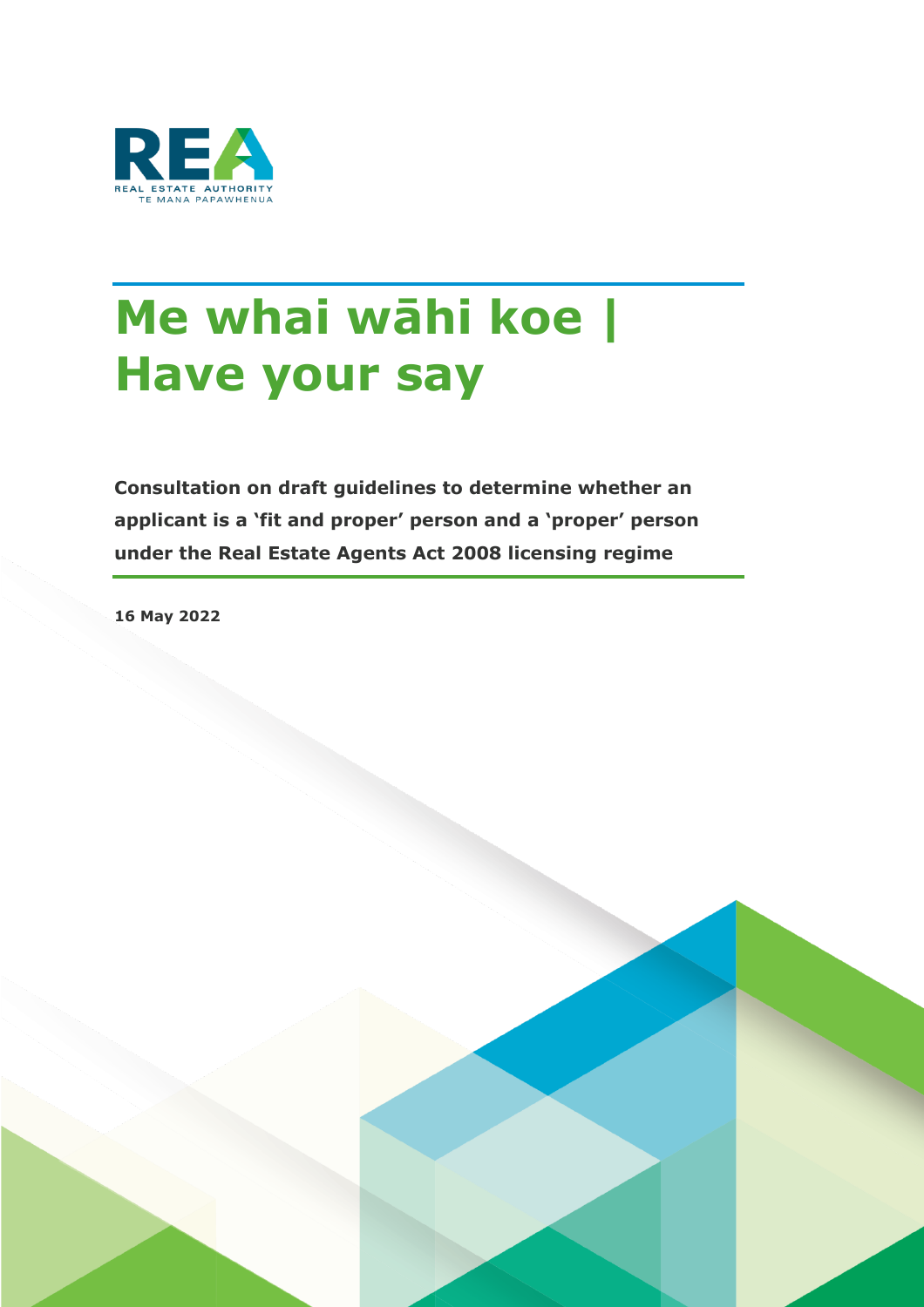REAL ESTATE AUTHORITY
TE MANA PAPAWHENUA

# Me whai wāhi koe | Have your say

**Consultation on draft guidelines to determine whether an applicant is a 'fit and proper' person and a 'proper' person under the Real Estate Agents Act 2008 licensing regime**

**16 May 2022**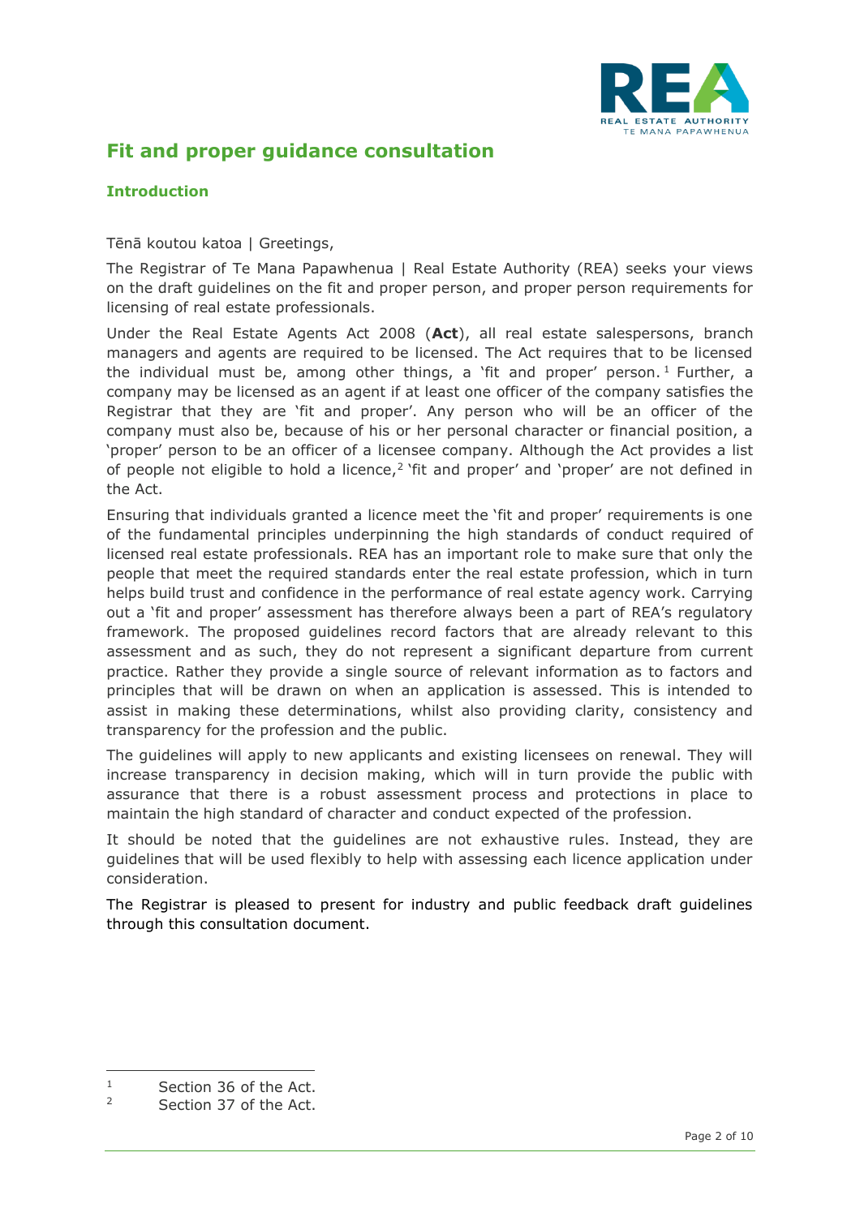# Fit and proper guidance consultation

## Introduction

Tēnā koutou katoa | Greetings,

The Registrar of Te Mana Papawhenua | Real Estate Authority (REA) seeks your views on the draft guidelines on the fit and proper person, and proper person requirements for licensing of real estate professionals.

Under the Real Estate Agents Act 2008 (**Act**), all real estate salespersons, branch managers and agents are required to be licensed. The Act requires that to be licensed the individual must be, among other things, a 'fit and proper' person.[1] Further, a company may be licensed as an agent if at least one officer of the company satisfies the Registrar that they are 'fit and proper'. Any person who will be an officer of the company must also be, because of his or her personal character or financial position, a 'proper' person to be an officer of a licensee company. Although the Act provides a list of people not eligible to hold a licence,[2] 'fit and proper' and 'proper' are not defined in the Act.

Ensuring that individuals granted a licence meet the 'fit and proper' requirements is one of the fundamental principles underpinning the high standards of conduct required of licensed real estate professionals. REA has an important role to make sure that only the people that meet the required standards enter the real estate profession, which in turn helps build trust and confidence in the performance of real estate agency work. Carrying out a 'fit and proper' assessment has therefore always been a part of REA's regulatory framework. The proposed guidelines record factors that are already relevant to this assessment and as such, they do not represent a significant departure from current practice. Rather they provide a single source of relevant information as to factors and principles that will be drawn on when an application is assessed. This is intended to assist in making these determinations, whilst also providing clarity, consistency and transparency for the profession and the public.

The guidelines will apply to new applicants and existing licensees on renewal. They will increase transparency in decision making, which will in turn provide the public with assurance that there is a robust assessment process and protections in place to maintain the high standard of character and conduct expected of the profession.

It should be noted that the guidelines are not exhaustive rules. Instead, they are guidelines that will be used flexibly to help with assessing each licence application under consideration.

The Registrar is pleased to present for industry and public feedback draft guidelines through this consultation document.

---

[1] Section 36 of the Act.

[2] Section 37 of the Act.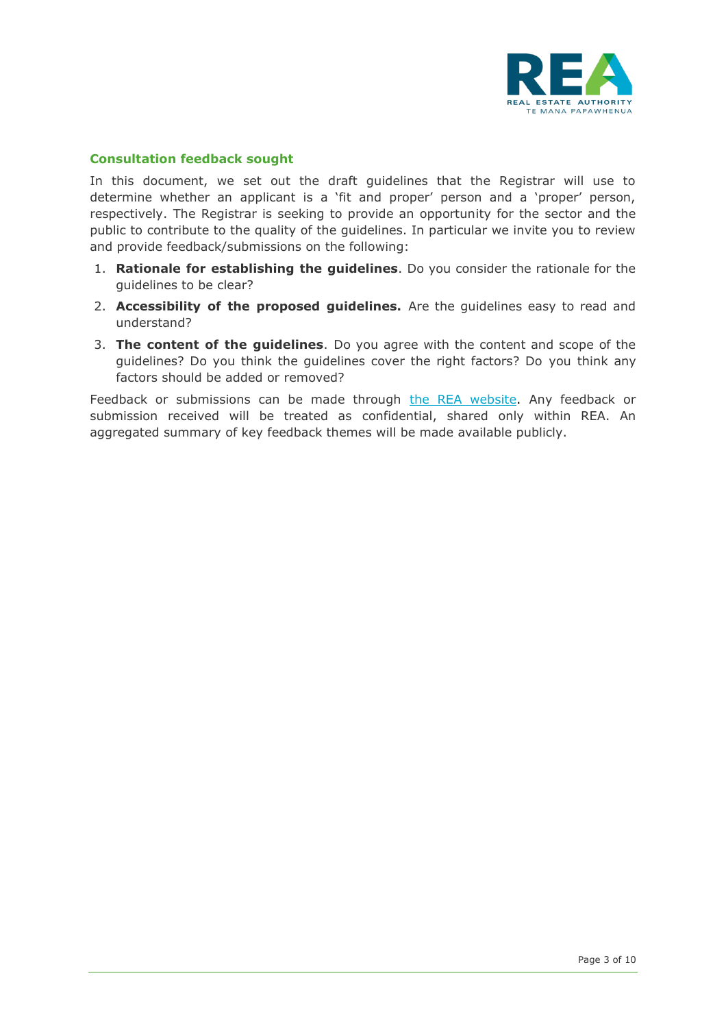## Consultation feedback sought

In this document, we set out the draft guidelines that the Registrar will use to determine whether an applicant is a 'fit and proper' person and a 'proper' person, respectively. The Registrar is seeking to provide an opportunity for the sector and the public to contribute to the quality of the guidelines. In particular we invite you to review and provide feedback/submissions on the following:

1. **Rationale for establishing the guidelines**. Do you consider the rationale for the guidelines to be clear?
2. **Accessibility of the proposed guidelines.** Are the guidelines easy to read and understand?
3. **The content of the guidelines**. Do you agree with the content and scope of the guidelines? Do you think the guidelines cover the right factors? Do you think any factors should be added or removed?

Feedback or submissions can be made through [the REA website](). Any feedback or submission received will be treated as confidential, shared only within REA. An aggregated summary of key feedback themes will be made available publicly.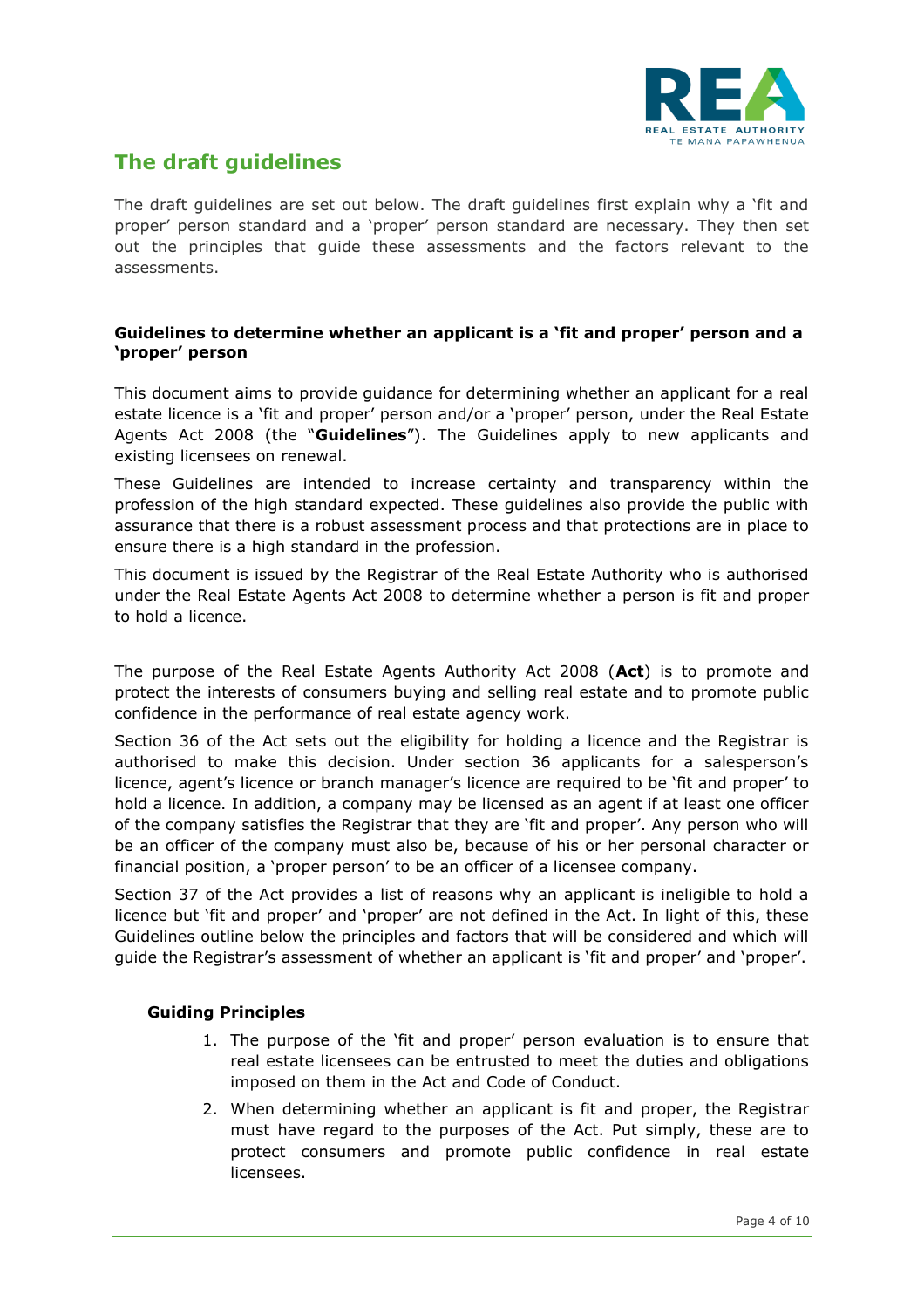## The draft guidelines

The draft guidelines are set out below. The draft guidelines first explain why a 'fit and proper' person standard and a 'proper' person standard are necessary. They then set out the principles that guide these assessments and the factors relevant to the assessments.

### Guidelines to determine whether an applicant is a 'fit and proper' person and a 'proper' person

This document aims to provide guidance for determining whether an applicant for a real estate licence is a 'fit and proper' person and/or a 'proper' person, under the Real Estate Agents Act 2008 (the "**Guidelines**"). The Guidelines apply to new applicants and existing licensees on renewal.

These Guidelines are intended to increase certainty and transparency within the profession of the high standard expected. These guidelines also provide the public with assurance that there is a robust assessment process and that protections are in place to ensure there is a high standard in the profession.

This document is issued by the Registrar of the Real Estate Authority who is authorised under the Real Estate Agents Act 2008 to determine whether a person is fit and proper to hold a licence.

The purpose of the Real Estate Agents Authority Act 2008 (**Act**) is to promote and protect the interests of consumers buying and selling real estate and to promote public confidence in the performance of real estate agency work.

Section 36 of the Act sets out the eligibility for holding a licence and the Registrar is authorised to make this decision. Under section 36 applicants for a salesperson's licence, agent's licence or branch manager's licence are required to be 'fit and proper' to hold a licence. In addition, a company may be licensed as an agent if at least one officer of the company satisfies the Registrar that they are 'fit and proper'. Any person who will be an officer of the company must also be, because of his or her personal character or financial position, a 'proper person' to be an officer of a licensee company.

Section 37 of the Act provides a list of reasons why an applicant is ineligible to hold a licence but 'fit and proper' and 'proper' are not defined in the Act. In light of this, these Guidelines outline below the principles and factors that will be considered and which will guide the Registrar's assessment of whether an applicant is 'fit and proper' and 'proper'.

#### Guiding Principles

1. The purpose of the 'fit and proper' person evaluation is to ensure that real estate licensees can be entrusted to meet the duties and obligations imposed on them in the Act and Code of Conduct.
2. When determining whether an applicant is fit and proper, the Registrar must have regard to the purposes of the Act. Put simply, these are to protect consumers and promote public confidence in real estate licensees.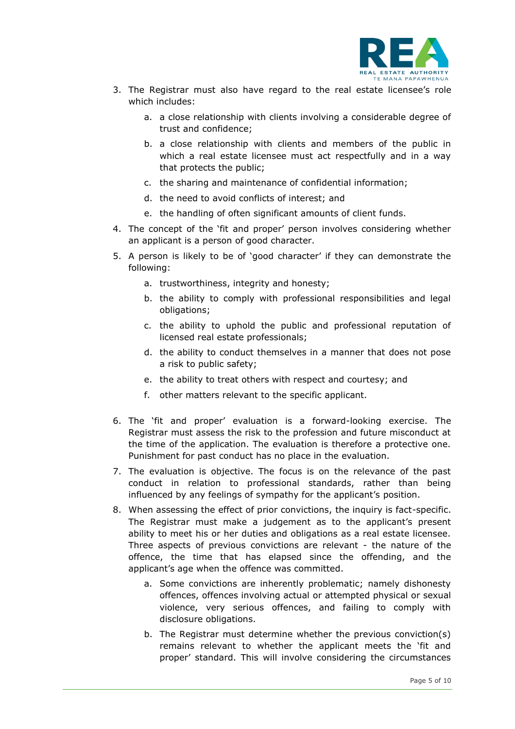3. The Registrar must also have regard to the real estate licensee's role which includes:

    a. a close relationship with clients involving a considerable degree of trust and confidence;

    b. a close relationship with clients and members of the public in which a real estate licensee must act respectfully and in a way that protects the public;

    c. the sharing and maintenance of confidential information;

    d. the need to avoid conflicts of interest; and

    e. the handling of often significant amounts of client funds.

4. The concept of the 'fit and proper' person involves considering whether an applicant is a person of good character.

5. A person is likely to be of 'good character' if they can demonstrate the following:

    a. trustworthiness, integrity and honesty;

    b. the ability to comply with professional responsibilities and legal obligations;

    c. the ability to uphold the public and professional reputation of licensed real estate professionals;

    d. the ability to conduct themselves in a manner that does not pose a risk to public safety;

    e. the ability to treat others with respect and courtesy; and

    f. other matters relevant to the specific applicant.

6. The 'fit and proper' evaluation is a forward-looking exercise. The Registrar must assess the risk to the profession and future misconduct at the time of the application. The evaluation is therefore a protective one. Punishment for past conduct has no place in the evaluation.

7. The evaluation is objective. The focus is on the relevance of the past conduct in relation to professional standards, rather than being influenced by any feelings of sympathy for the applicant's position.

8. When assessing the effect of prior convictions, the inquiry is fact-specific. The Registrar must make a judgement as to the applicant's present ability to meet his or her duties and obligations as a real estate licensee. Three aspects of previous convictions are relevant - the nature of the offence, the time that has elapsed since the offending, and the applicant's age when the offence was committed.

    a. Some convictions are inherently problematic; namely dishonesty offences, offences involving actual or attempted physical or sexual violence, very serious offences, and failing to comply with disclosure obligations.

    b. The Registrar must determine whether the previous conviction(s) remains relevant to whether the applicant meets the 'fit and proper' standard. This will involve considering the circumstances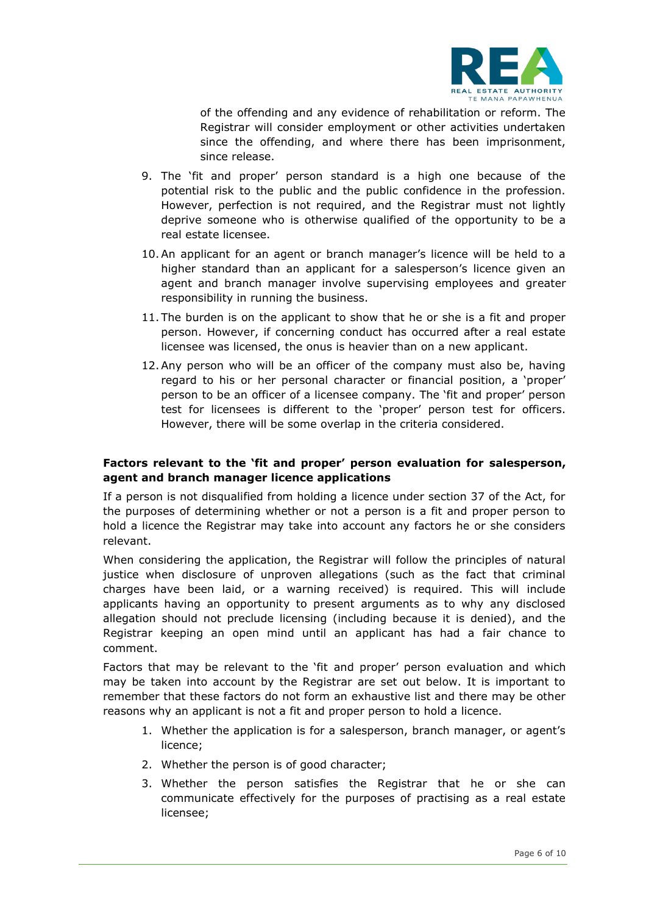of the offending and any evidence of rehabilitation or reform. The Registrar will consider employment or other activities undertaken since the offending, and where there has been imprisonment, since release.

9. The 'fit and proper' person standard is a high one because of the potential risk to the public and the public confidence in the profession. However, perfection is not required, and the Registrar must not lightly deprive someone who is otherwise qualified of the opportunity to be a real estate licensee.
10. An applicant for an agent or branch manager's licence will be held to a higher standard than an applicant for a salesperson's licence given an agent and branch manager involve supervising employees and greater responsibility in running the business.
11. The burden is on the applicant to show that he or she is a fit and proper person. However, if concerning conduct has occurred after a real estate licensee was licensed, the onus is heavier than on a new applicant.
12. Any person who will be an officer of the company must also be, having regard to his or her personal character or financial position, a 'proper' person to be an officer of a licensee company. The 'fit and proper' person test for licensees is different to the 'proper' person test for officers. However, there will be some overlap in the criteria considered.

**Factors relevant to the 'fit and proper' person evaluation for salesperson, agent and branch manager licence applications**

If a person is not disqualified from holding a licence under section 37 of the Act, for the purposes of determining whether or not a person is a fit and proper person to hold a licence the Registrar may take into account any factors he or she considers relevant.

When considering the application, the Registrar will follow the principles of natural justice when disclosure of unproven allegations (such as the fact that criminal charges have been laid, or a warning received) is required. This will include applicants having an opportunity to present arguments as to why any disclosed allegation should not preclude licensing (including because it is denied), and the Registrar keeping an open mind until an applicant has had a fair chance to comment.

Factors that may be relevant to the 'fit and proper' person evaluation and which may be taken into account by the Registrar are set out below. It is important to remember that these factors do not form an exhaustive list and there may be other reasons why an applicant is not a fit and proper person to hold a licence.

1. Whether the application is for a salesperson, branch manager, or agent's licence;
2. Whether the person is of good character;
3. Whether the person satisfies the Registrar that he or she can communicate effectively for the purposes of practising as a real estate licensee;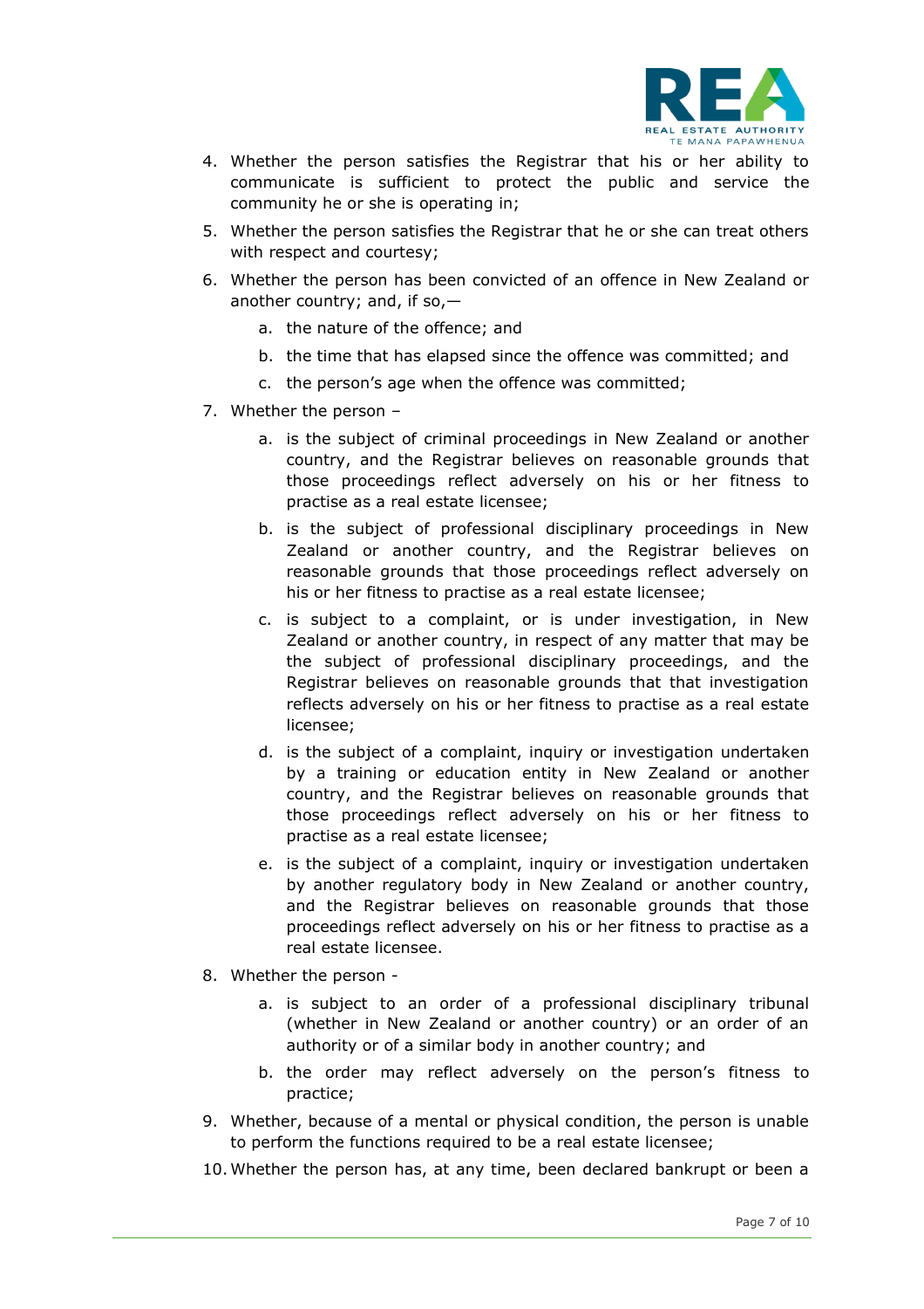4. Whether the person satisfies the Registrar that his or her ability to communicate is sufficient to protect the public and service the community he or she is operating in;
5. Whether the person satisfies the Registrar that he or she can treat others with respect and courtesy;
6. Whether the person has been convicted of an offence in New Zealand or another country; and, if so,—
   a. the nature of the offence; and
   b. the time that has elapsed since the offence was committed; and
   c. the person's age when the offence was committed;
7. Whether the person –
   a. is the subject of criminal proceedings in New Zealand or another country, and the Registrar believes on reasonable grounds that those proceedings reflect adversely on his or her fitness to practise as a real estate licensee;
   b. is the subject of professional disciplinary proceedings in New Zealand or another country, and the Registrar believes on reasonable grounds that those proceedings reflect adversely on his or her fitness to practise as a real estate licensee;
   c. is subject to a complaint, or is under investigation, in New Zealand or another country, in respect of any matter that may be the subject of professional disciplinary proceedings, and the Registrar believes on reasonable grounds that that investigation reflects adversely on his or her fitness to practise as a real estate licensee;
   d. is the subject of a complaint, inquiry or investigation undertaken by a training or education entity in New Zealand or another country, and the Registrar believes on reasonable grounds that those proceedings reflect adversely on his or her fitness to practise as a real estate licensee;
   e. is the subject of a complaint, inquiry or investigation undertaken by another regulatory body in New Zealand or another country, and the Registrar believes on reasonable grounds that those proceedings reflect adversely on his or her fitness to practise as a real estate licensee.
8. Whether the person -
   a. is subject to an order of a professional disciplinary tribunal (whether in New Zealand or another country) or an order of an authority or of a similar body in another country; and
   b. the order may reflect adversely on the person's fitness to practice;
9. Whether, because of a mental or physical condition, the person is unable to perform the functions required to be a real estate licensee;
10. Whether the person has, at any time, been declared bankrupt or been a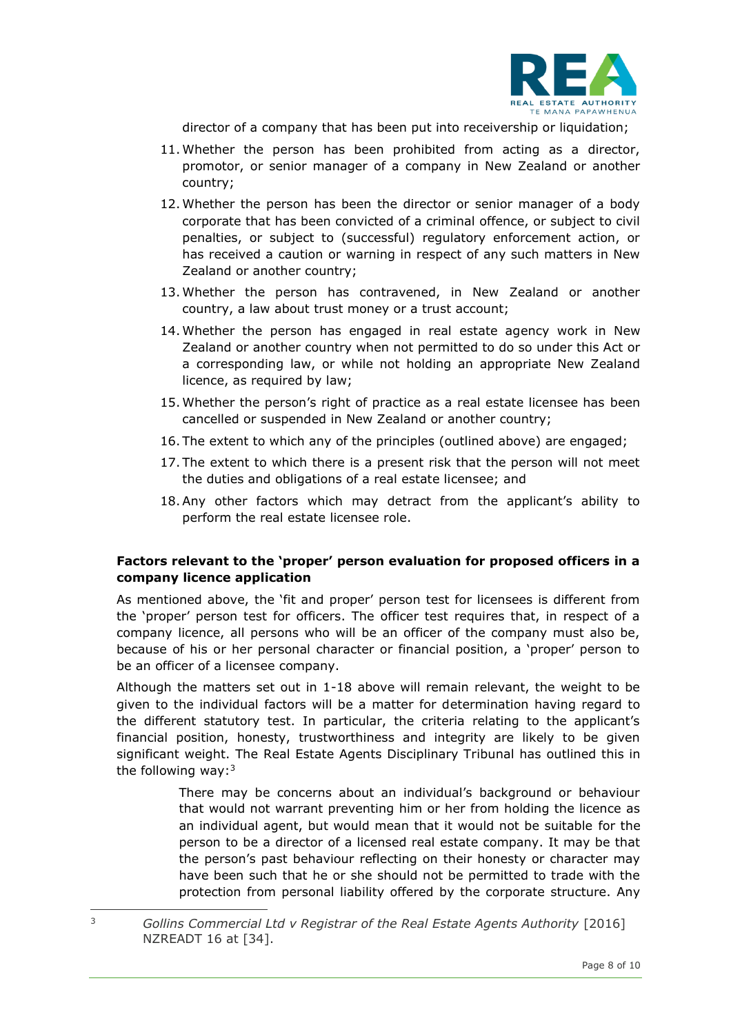director of a company that has been put into receivership or liquidation;

11. Whether the person has been prohibited from acting as a director, promotor, or senior manager of a company in New Zealand or another country;
12. Whether the person has been the director or senior manager of a body corporate that has been convicted of a criminal offence, or subject to civil penalties, or subject to (successful) regulatory enforcement action, or has received a caution or warning in respect of any such matters in New Zealand or another country;
13. Whether the person has contravened, in New Zealand or another country, a law about trust money or a trust account;
14. Whether the person has engaged in real estate agency work in New Zealand or another country when not permitted to do so under this Act or a corresponding law, or while not holding an appropriate New Zealand licence, as required by law;
15. Whether the person's right of practice as a real estate licensee has been cancelled or suspended in New Zealand or another country;
16. The extent to which any of the principles (outlined above) are engaged;
17. The extent to which there is a present risk that the person will not meet the duties and obligations of a real estate licensee; and
18. Any other factors which may detract from the applicant's ability to perform the real estate licensee role.

**Factors relevant to the 'proper' person evaluation for proposed officers in a company licence application**

As mentioned above, the 'fit and proper' person test for licensees is different from the 'proper' person test for officers. The officer test requires that, in respect of a company licence, all persons who will be an officer of the company must also be, because of his or her personal character or financial position, a 'proper' person to be an officer of a licensee company.

Although the matters set out in 1-18 above will remain relevant, the weight to be given to the individual factors will be a matter for determination having regard to the different statutory test. In particular, the criteria relating to the applicant's financial position, honesty, trustworthiness and integrity are likely to be given significant weight. The Real Estate Agents Disciplinary Tribunal has outlined this in the following way:[3]

> There may be concerns about an individual's background or behaviour that would not warrant preventing him or her from holding the licence as an individual agent, but would mean that it would not be suitable for the person to be a director of a licensed real estate company. It may be that the person's past behaviour reflecting on their honesty or character may have been such that he or she should not be permitted to trade with the protection from personal liability offered by the corporate structure. Any

[3] *Gollins Commercial Ltd v Registrar of the Real Estate Agents Authority* [2016] NZREADT 16 at [34].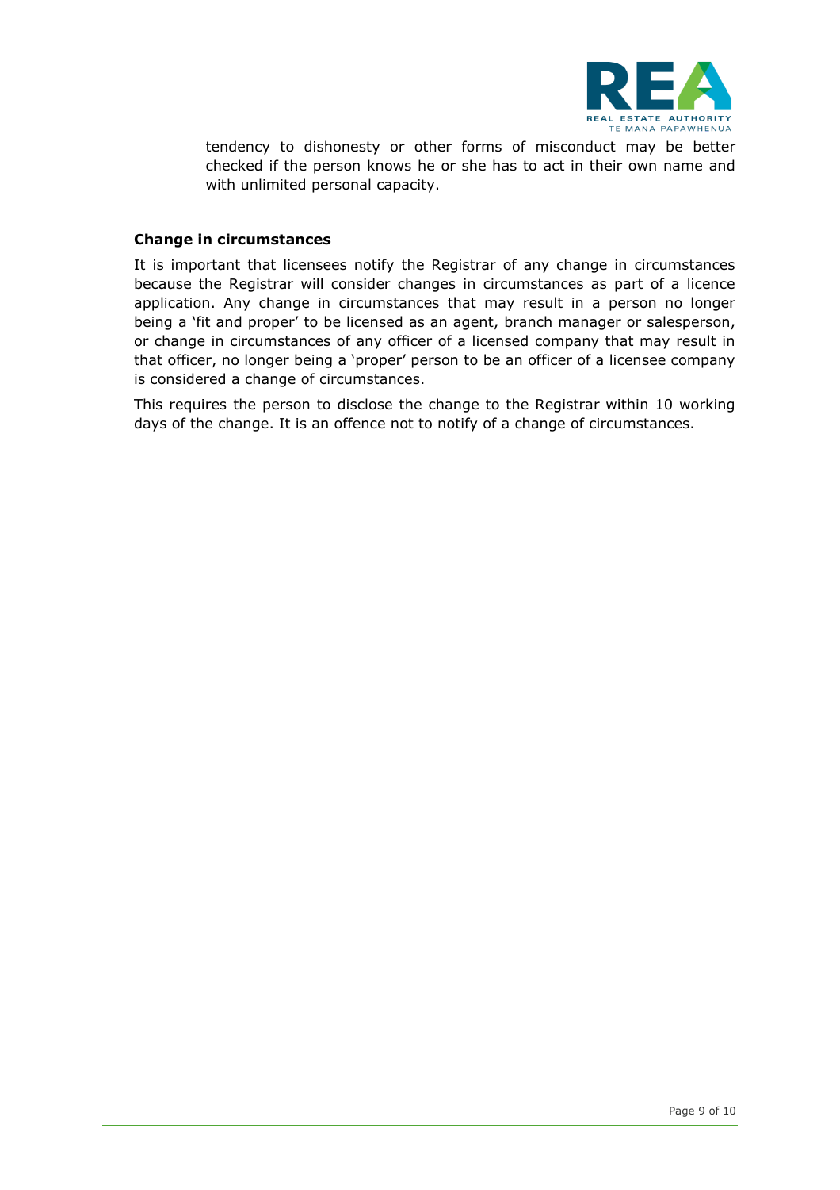tendency to dishonesty or other forms of misconduct may be better checked if the person knows he or she has to act in their own name and with unlimited personal capacity.

**Change in circumstances**

It is important that licensees notify the Registrar of any change in circumstances because the Registrar will consider changes in circumstances as part of a licence application. Any change in circumstances that may result in a person no longer being a 'fit and proper' to be licensed as an agent, branch manager or salesperson, or change in circumstances of any officer of a licensed company that may result in that officer, no longer being a 'proper' person to be an officer of a licensee company is considered a change of circumstances.

This requires the person to disclose the change to the Registrar within 10 working days of the change. It is an offence not to notify of a change of circumstances.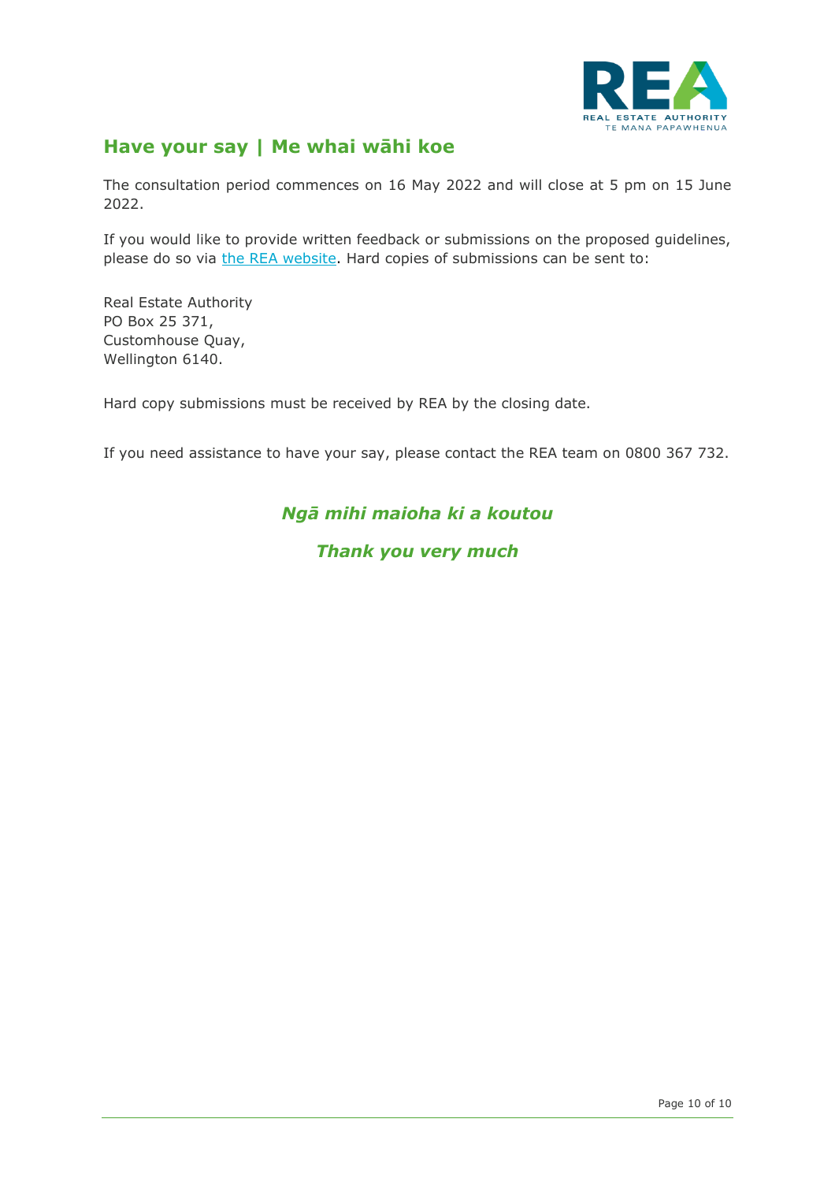## Have your say | Me whai wāhi koe

The consultation period commences on 16 May 2022 and will close at 5 pm on 15 June 2022.

If you would like to provide written feedback or submissions on the proposed guidelines, please do so via the REA website. Hard copies of submissions can be sent to:

Real Estate Authority
PO Box 25 371,
Customhouse Quay,
Wellington 6140.

Hard copy submissions must be received by REA by the closing date.

If you need assistance to have your say, please contact the REA team on 0800 367 732.

***Ngā mihi maioha ki a koutou***

***Thank you very much***